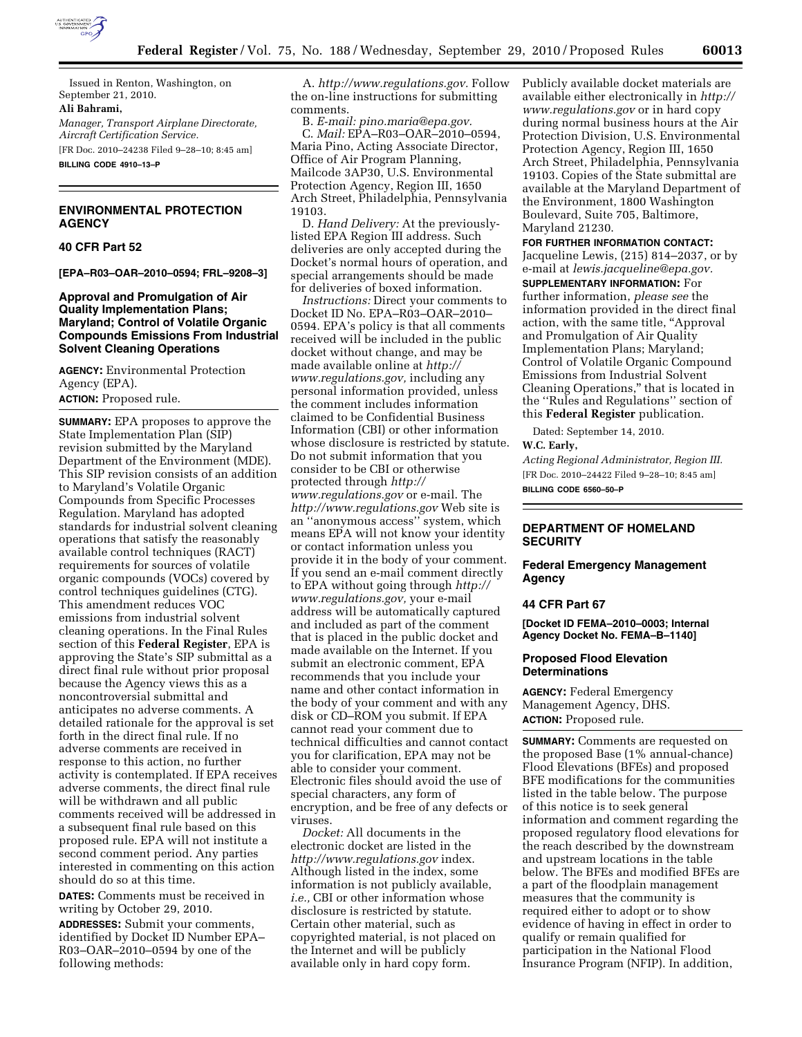Issued in Renton, Washington, on September 21, 2010.

**Ali Bahrami,**

*Manager, Transport Airplane Directorate, Aircraft Certification Service.*

[FR Doc. 2010–24238 Filed 9–28–10; 8:45 am]

**BILLING CODE 4910–13–P**

## ENVIRONMENTAL PROTECTION AGENCY

### 40 CFR Part 52

**[EPA–R03–OAR–2010–0594; FRL–9208–3]**

### Approval and Promulgation of Air Quality Implementation Plans; Maryland; Control of Volatile Organic Compounds Emissions From Industrial Solvent Cleaning Operations

**AGENCY:** Environmental Protection Agency (EPA).

**ACTION:** Proposed rule.

**SUMMARY:** EPA proposes to approve the State Implementation Plan (SIP) revision submitted by the Maryland Department of the Environment (MDE). This SIP revision consists of an addition to Maryland's Volatile Organic Compounds from Specific Processes Regulation. Maryland has adopted standards for industrial solvent cleaning operations that satisfy the reasonably available control techniques (RACT) requirements for sources of volatile organic compounds (VOCs) covered by control techniques guidelines (CTG). This amendment reduces VOC emissions from industrial solvent cleaning operations. In the Final Rules section of this **Federal Register**, EPA is approving the State's SIP submittal as a direct final rule without prior proposal because the Agency views this as a noncontroversial submittal and anticipates no adverse comments. A detailed rationale for the approval is set forth in the direct final rule. If no adverse comments are received in response to this action, no further activity is contemplated. If EPA receives adverse comments, the direct final rule will be withdrawn and all public comments received will be addressed in a subsequent final rule based on this proposed rule. EPA will not institute a second comment period. Any parties interested in commenting on this action should do so at this time.

**DATES:** Comments must be received in writing by October 29, 2010.

**ADDRESSES:** Submit your comments, identified by Docket ID Number EPA–R03–OAR–2010–0594 by one of the following methods:

A. *http://www.regulations.gov.* Follow the on-line instructions for submitting comments.

B. *E-mail: pino.maria@epa.gov.*

C. *Mail:* EPA–R03–OAR–2010–0594, Maria Pino, Acting Associate Director, Office of Air Program Planning, Mailcode 3AP30, U.S. Environmental Protection Agency, Region III, 1650 Arch Street, Philadelphia, Pennsylvania 19103.

D. *Hand Delivery:* At the previously-listed EPA Region III address. Such deliveries are only accepted during the Docket's normal hours of operation, and special arrangements should be made for deliveries of boxed information.

*Instructions:* Direct your comments to Docket ID No. EPA–R03–OAR–2010–0594. EPA's policy is that all comments received will be included in the public docket without change, and may be made available online at *http://www.regulations.gov,* including any personal information provided, unless the comment includes information claimed to be Confidential Business Information (CBI) or other information whose disclosure is restricted by statute. Do not submit information that you consider to be CBI or otherwise protected through *http://www.regulations.gov* or e-mail. The *http://www.regulations.gov* Web site is an "anonymous access" system, which means EPA will not know your identity or contact information unless you provide it in the body of your comment. If you send an e-mail comment directly to EPA without going through *http://www.regulations.gov,* your e-mail address will be automatically captured and included as part of the comment that is placed in the public docket and made available on the Internet. If you submit an electronic comment, EPA recommends that you include your name and other contact information in the body of your comment and with any disk or CD–ROM you submit. If EPA cannot read your comment due to technical difficulties and cannot contact you for clarification, EPA may not be able to consider your comment. Electronic files should avoid the use of special characters, any form of encryption, and be free of any defects or viruses.

*Docket:* All documents in the electronic docket are listed in the *http://www.regulations.gov* index. Although listed in the index, some information is not publicly available, *i.e.,* CBI or other information whose disclosure is restricted by statute. Certain other material, such as copyrighted material, is not placed on the Internet and will be publicly available only in hard copy form. Publicly available docket materials are available either electronically in *http://www.regulations.gov* or in hard copy during normal business hours at the Air Protection Division, U.S. Environmental Protection Agency, Region III, 1650 Arch Street, Philadelphia, Pennsylvania 19103. Copies of the State submittal are available at the Maryland Department of the Environment, 1800 Washington Boulevard, Suite 705, Baltimore, Maryland 21230.

**FOR FURTHER INFORMATION CONTACT:** Jacqueline Lewis, (215) 814–2037, or by e-mail at *lewis.jacqueline@epa.gov.*

**SUPPLEMENTARY INFORMATION:** For further information, *please see* the information provided in the direct final action, with the same title, "Approval and Promulgation of Air Quality Implementation Plans; Maryland; Control of Volatile Organic Compound Emissions from Industrial Solvent Cleaning Operations," that is located in the "Rules and Regulations" section of this **Federal Register** publication.

Dated: September 14, 2010.

**W.C. Early,**

*Acting Regional Administrator, Region III.*

[FR Doc. 2010–24422 Filed 9–28–10; 8:45 am]

**BILLING CODE 6560–50–P**

## DEPARTMENT OF HOMELAND SECURITY

### Federal Emergency Management Agency

### 44 CFR Part 67

**[Docket ID FEMA–2010–0003; Internal Agency Docket No. FEMA–B–1140]**

### Proposed Flood Elevation Determinations

**AGENCY:** Federal Emergency Management Agency, DHS.

**ACTION:** Proposed rule.

**SUMMARY:** Comments are requested on the proposed Base (1% annual-chance) Flood Elevations (BFEs) and proposed BFE modifications for the communities listed in the table below. The purpose of this notice is to seek general information and comment regarding the proposed regulatory flood elevations for the reach described by the downstream and upstream locations in the table below. The BFEs and modified BFEs are a part of the floodplain management measures that the community is required either to adopt or to show evidence of having in effect in order to qualify or remain qualified for participation in the National Flood Insurance Program (NFIP). In addition,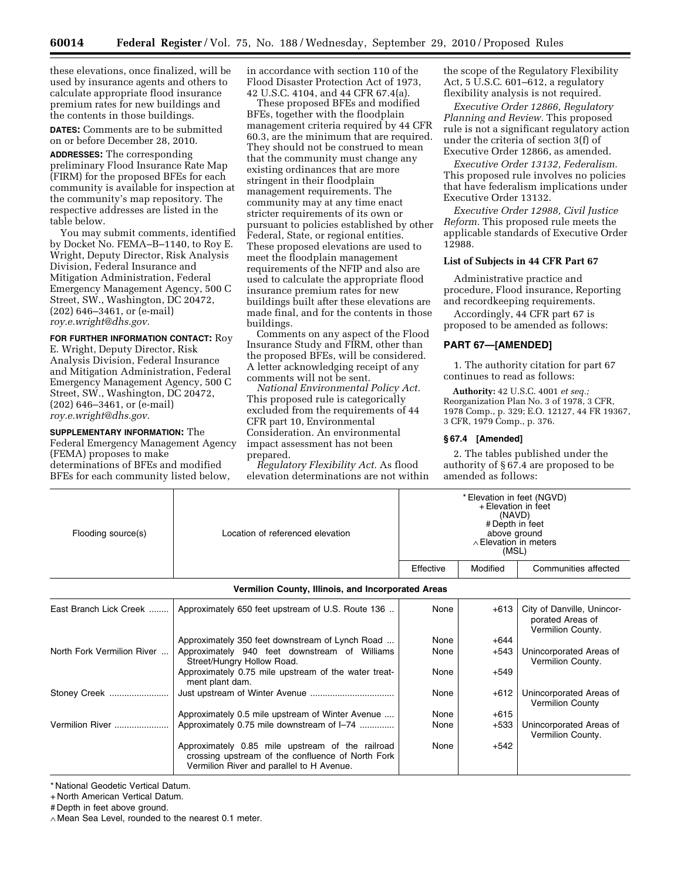these elevations, once finalized, will be used by insurance agents and others to calculate appropriate flood insurance premium rates for new buildings and the contents in those buildings.

**DATES:** Comments are to be submitted on or before December 28, 2010.

**ADDRESSES:** The corresponding preliminary Flood Insurance Rate Map (FIRM) for the proposed BFEs for each community is available for inspection at the community's map repository. The respective addresses are listed in the table below.

You may submit comments, identified by Docket No. FEMA–B–1140, to Roy E. Wright, Deputy Director, Risk Analysis Division, Federal Insurance and Mitigation Administration, Federal Emergency Management Agency, 500 C Street, SW., Washington, DC 20472, (202) 646–3461, or (e-mail) *roy.e.wright@dhs.gov.*

**FOR FURTHER INFORMATION CONTACT:** Roy E. Wright, Deputy Director, Risk Analysis Division, Federal Insurance and Mitigation Administration, Federal Emergency Management Agency, 500 C Street, SW., Washington, DC 20472, (202) 646–3461, or (e-mail) *roy.e.wright@dhs.gov.*

**SUPPLEMENTARY INFORMATION:** The Federal Emergency Management Agency (FEMA) proposes to make determinations of BFEs and modified BFEs for each community listed below, in accordance with section 110 of the Flood Disaster Protection Act of 1973, 42 U.S.C. 4104, and 44 CFR 67.4(a).

These proposed BFEs and modified BFEs, together with the floodplain management criteria required by 44 CFR 60.3, are the minimum that are required. They should not be construed to mean that the community must change any existing ordinances that are more stringent in their floodplain management requirements. The community may at any time enact stricter requirements of its own or pursuant to policies established by other Federal, State, or regional entities. These proposed elevations are used to meet the floodplain management requirements of the NFIP and also are used to calculate the appropriate flood insurance premium rates for new buildings built after these elevations are made final, and for the contents in those buildings.

Comments on any aspect of the Flood Insurance Study and FIRM, other than the proposed BFEs, will be considered. A letter acknowledging receipt of any comments will not be sent.

*National Environmental Policy Act.* This proposed rule is categorically excluded from the requirements of 44 CFR part 10, Environmental Consideration. An environmental impact assessment has not been prepared.

*Regulatory Flexibility Act.* As flood elevation determinations are not within the scope of the Regulatory Flexibility Act, 5 U.S.C. 601–612, a regulatory flexibility analysis is not required.

*Executive Order 12866, Regulatory Planning and Review.* This proposed rule is not a significant regulatory action under the criteria of section 3(f) of Executive Order 12866, as amended.

*Executive Order 13132, Federalism.* This proposed rule involves no policies that have federalism implications under Executive Order 13132.

*Executive Order 12988, Civil Justice Reform.* This proposed rule meets the applicable standards of Executive Order 12988.

**List of Subjects in 44 CFR Part 67**

Administrative practice and procedure, Flood insurance, Reporting and recordkeeping requirements.

Accordingly, 44 CFR part 67 is proposed to be amended as follows:

## PART 67—[AMENDED]

1. The authority citation for part 67 continues to read as follows:

**Authority:** 42 U.S.C. 4001 *et seq.;* Reorganization Plan No. 3 of 1978, 3 CFR, 1978 Comp., p. 329; E.O. 12127, 44 FR 19367, 3 CFR, 1979 Comp., p. 376.

### § 67.4 [Amended]

2. The tables published under the authority of § 67.4 are proposed to be amended as follows:

| Flooding source(s) | Location of referenced elevation | * Elevation in feet (NGVD) + Elevation in feet (NAVD) # Depth in feet above ground ∧ Elevation in meters (MSL) | | |
|---|---|---|---|---|
| | | Effective | Modified | Communities affected |
| **Vermilion County, Illinois, and Incorporated Areas** | | | | |
| East Branch Lick Creek | Approximately 650 feet upstream of U.S. Route 136 | None | +613 | City of Danville, Unincorporated Areas of Vermilion County. |
| | Approximately 350 feet downstream of Lynch Road | None | +644 | |
| North Fork Vermilion River | Approximately 940 feet downstream of Williams Street/Hungry Hollow Road. | None | +543 | Unincorporated Areas of Vermilion County. |
| | Approximately 0.75 mile upstream of the water treatment plant dam. | None | +549 | |
| Stoney Creek | Just upstream of Winter Avenue | None | +612 | Unincorporated Areas of Vermilion County |
| | Approximately 0.5 mile upstream of Winter Avenue | None | +615 | |
| Vermilion River | Approximately 0.75 mile downstream of I–74 | None | +533 | Unincorporated Areas of Vermilion County. |
| | Approximately 0.85 mile upstream of the railroad crossing upstream of the confluence of North Fork Vermilion River and parallel to H Avenue. | None | +542 | |

\* National Geodetic Vertical Datum.
\+ North American Vertical Datum.
\# Depth in feet above ground.
∧ Mean Sea Level, rounded to the nearest 0.1 meter.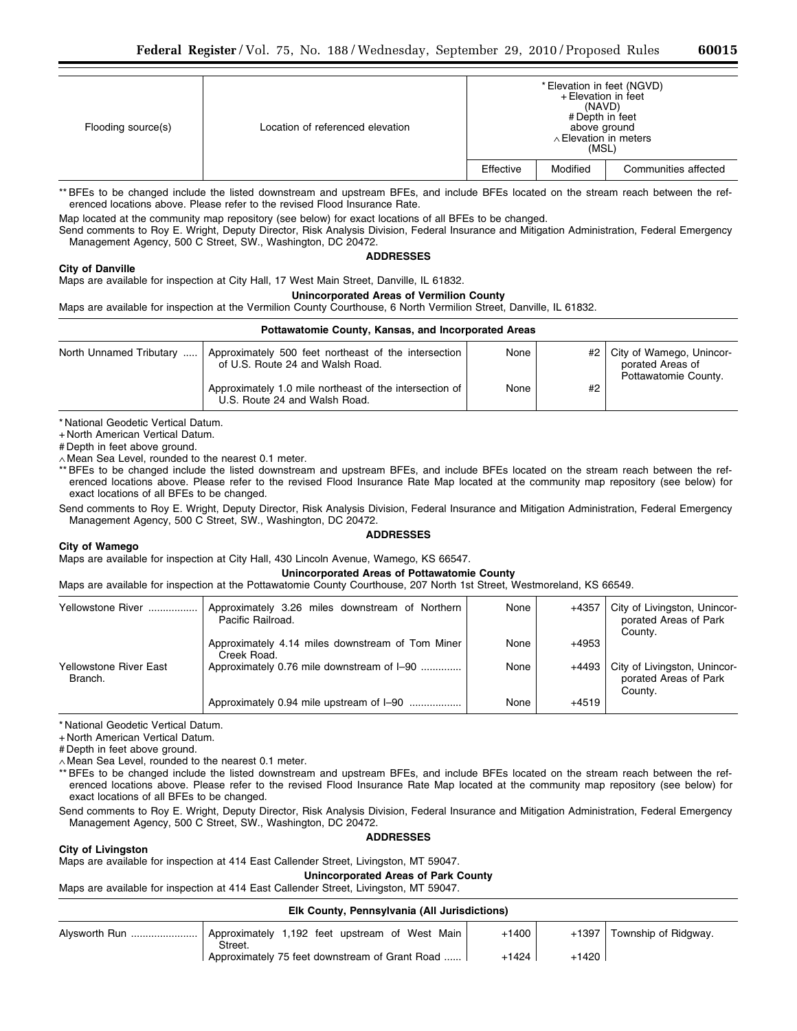| Flooding source(s) | Location of referenced elevation | * Elevation in feet (NGVD) + Elevation in feet (NAVD) # Depth in feet above ground ∧ Elevation in meters (MSL) | | Communities affected |
|---|---|---|---|---|
| | | Effective | Modified | |

** BFEs to be changed include the listed downstream and upstream BFEs, and include BFEs located on the stream reach between the referenced locations above. Please refer to the revised Flood Insurance Rate.

Map located at the community map repository (see below) for exact locations of all BFEs to be changed.

Send comments to Roy E. Wright, Deputy Director, Risk Analysis Division, Federal Insurance and Mitigation Administration, Federal Emergency Management Agency, 500 C Street, SW., Washington, DC 20472.

**ADDRESSES**

**City of Danville**

Maps are available for inspection at City Hall, 17 West Main Street, Danville, IL 61832.

**Unincorporated Areas of Vermilion County**

Maps are available for inspection at the Vermilion County Courthouse, 6 North Vermilion Street, Danville, IL 61832.

**Pottawatomie County, Kansas, and Incorporated Areas**

| Flooding source(s) | Location of referenced elevation | Effective | Modified | Communities affected |
|---|---|---|---|---|
| North Unnamed Tributary | Approximately 500 feet northeast of the intersection of U.S. Route 24 and Walsh Road. | None | #2 | City of Wamego, Unincorporated Areas of Pottawatomie County. |
| | Approximately 1.0 mile northeast of the intersection of U.S. Route 24 and Walsh Road. | None | #2 | |

* National Geodetic Vertical Datum.

+ North American Vertical Datum.

# Depth in feet above ground.

∧ Mean Sea Level, rounded to the nearest 0.1 meter.

** BFEs to be changed include the listed downstream and upstream BFEs, and include BFEs located on the stream reach between the referenced locations above. Please refer to the revised Flood Insurance Rate Map located at the community map repository (see below) for exact locations of all BFEs to be changed.

Send comments to Roy E. Wright, Deputy Director, Risk Analysis Division, Federal Insurance and Mitigation Administration, Federal Emergency Management Agency, 500 C Street, SW., Washington, DC 20472.

**ADDRESSES**

**City of Wamego**

Maps are available for inspection at City Hall, 430 Lincoln Avenue, Wamego, KS 66547.

**Unincorporated Areas of Pottawatomie County**

Maps are available for inspection at the Pottawatomie County Courthouse, 207 North 1st Street, Westmoreland, KS 66549.

| Flooding source(s) | Location of referenced elevation | Effective | Modified | Communities affected |
|---|---|---|---|---|
| Yellowstone River | Approximately 3.26 miles downstream of Northern Pacific Railroad. | None | +4357 | City of Livingston, Unincorporated Areas of Park County. |
| | Approximately 4.14 miles downstream of Tom Miner Creek Road. | None | +4953 | |
| Yellowstone River East Branch. | Approximately 0.76 mile downstream of I–90 | None | +4493 | City of Livingston, Unincorporated Areas of Park County. |
| | Approximately 0.94 mile upstream of I–90 | None | +4519 | |

* National Geodetic Vertical Datum.

+ North American Vertical Datum.

# Depth in feet above ground.

∧ Mean Sea Level, rounded to the nearest 0.1 meter.

** BFEs to be changed include the listed downstream and upstream BFEs, and include BFEs located on the stream reach between the referenced locations above. Please refer to the revised Flood Insurance Rate Map located at the community map repository (see below) for exact locations of all BFEs to be changed.

Send comments to Roy E. Wright, Deputy Director, Risk Analysis Division, Federal Insurance and Mitigation Administration, Federal Emergency Management Agency, 500 C Street, SW., Washington, DC 20472.

**ADDRESSES**

**City of Livingston**

Maps are available for inspection at 414 East Callender Street, Livingston, MT 59047.

**Unincorporated Areas of Park County**

Maps are available for inspection at 414 East Callender Street, Livingston, MT 59047.

**Elk County, Pennsylvania (All Jurisdictions)**

| Flooding source(s) | Location of referenced elevation | Effective | Modified | Communities affected |
|---|---|---|---|---|
| Alysworth Run | Approximately 1,192 feet upstream of West Main Street. | +1400 | +1397 | Township of Ridgway. |
| | Approximately 75 feet downstream of Grant Road | +1424 | +1420 | |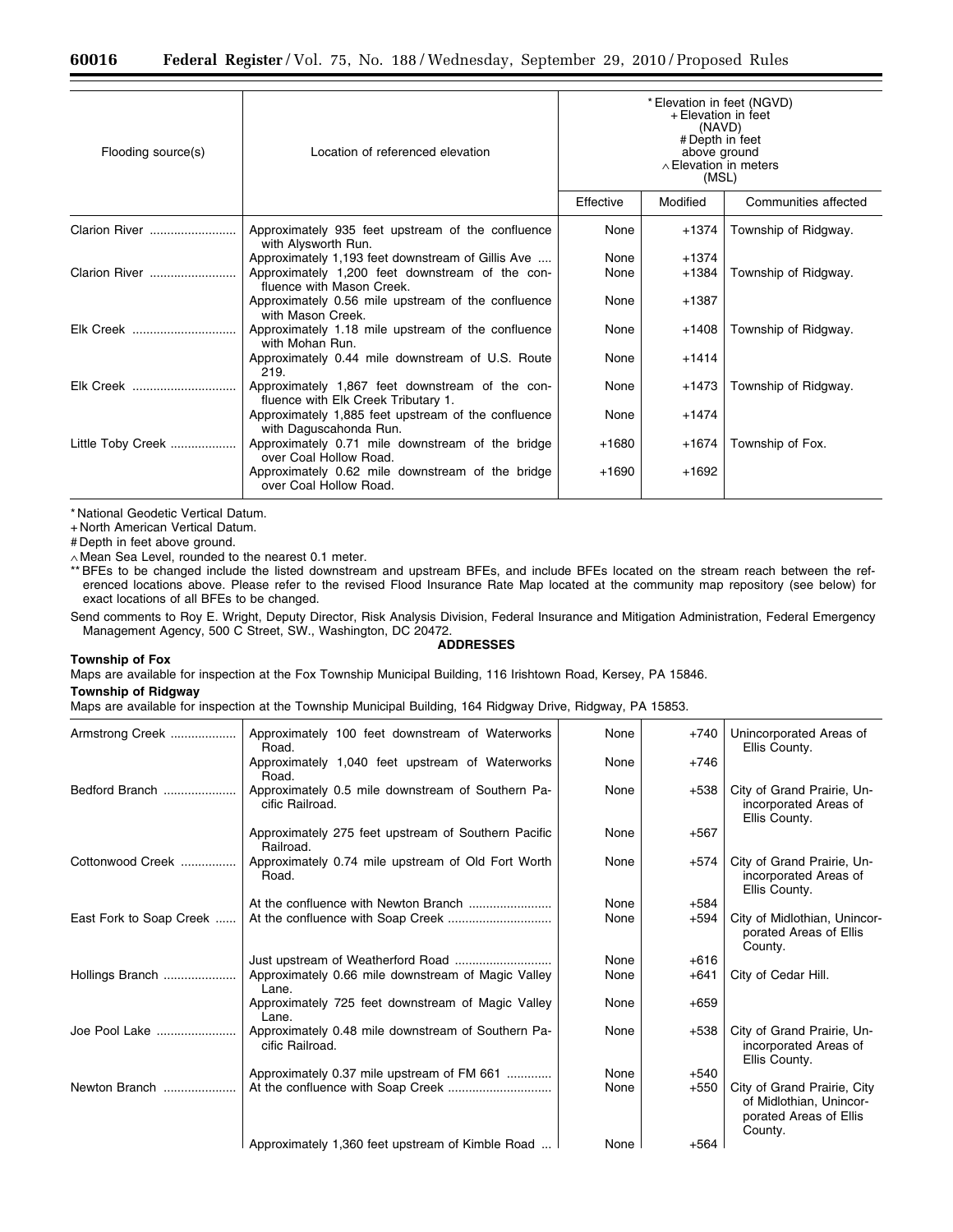| Flooding source(s) | Location of referenced elevation | * Elevation in feet (NGVD) + Elevation in feet (NAVD) # Depth in feet above ground ∧ Elevation in meters (MSL) | | |
|---|---|---|---|---|
| | | Effective | Modified | Communities affected |
| Clarion River | Approximately 935 feet upstream of the confluence with Alysworth Run. | None | +1374 | Township of Ridgway. |
| | Approximately 1,193 feet downstream of Gillis Ave | None | +1374 | |
| Clarion River | Approximately 1,200 feet downstream of the confluence with Mason Creek. | None | +1384 | Township of Ridgway. |
| | Approximately 0.56 mile upstream of the confluence with Mason Creek. | None | +1387 | |
| Elk Creek | Approximately 1.18 mile upstream of the confluence with Mohan Run. | None | +1408 | Township of Ridgway. |
| | Approximately 0.44 mile downstream of U.S. Route 219. | None | +1414 | |
| Elk Creek | Approximately 1,867 feet downstream of the confluence with Elk Creek Tributary 1. | None | +1473 | Township of Ridgway. |
| | Approximately 1,885 feet upstream of the confluence with Daguscahonda Run. | None | +1474 | |
| Little Toby Creek | Approximately 0.71 mile downstream of the bridge over Coal Hollow Road. | +1680 | +1674 | Township of Fox. |
| | Approximately 0.62 mile downstream of the bridge over Coal Hollow Road. | +1690 | +1692 | |

\* National Geodetic Vertical Datum.

\+ North American Vertical Datum.

\# Depth in feet above ground.

∧ Mean Sea Level, rounded to the nearest 0.1 meter.

\*\* BFEs to be changed include the listed downstream and upstream BFEs, and include BFEs located on the stream reach between the referenced locations above. Please refer to the revised Flood Insurance Rate Map located at the community map repository (see below) for exact locations of all BFEs to be changed.

Send comments to Roy E. Wright, Deputy Director, Risk Analysis Division, Federal Insurance and Mitigation Administration, Federal Emergency Management Agency, 500 C Street, SW., Washington, DC 20472.

**ADDRESSES**

**Township of Fox**

Maps are available for inspection at the Fox Township Municipal Building, 116 Irishtown Road, Kersey, PA 15846.

**Township of Ridgway**

Maps are available for inspection at the Township Municipal Building, 164 Ridgway Drive, Ridgway, PA 15853.

| Flooding source(s) | Location of referenced elevation | Effective | Modified | Communities affected |
|---|---|---|---|---|
| Armstrong Creek | Approximately 100 feet downstream of Waterworks Road. | None | +740 | Unincorporated Areas of Ellis County. |
| | Approximately 1,040 feet upstream of Waterworks Road. | None | +746 | |
| Bedford Branch | Approximately 0.5 mile downstream of Southern Pacific Railroad. | None | +538 | City of Grand Prairie, Unincorporated Areas of Ellis County. |
| | Approximately 275 feet upstream of Southern Pacific Railroad. | None | +567 | |
| Cottonwood Creek | Approximately 0.74 mile upstream of Old Fort Worth Road. | None | +574 | City of Grand Prairie, Unincorporated Areas of Ellis County. |
| | At the confluence with Newton Branch | None | +584 | |
| East Fork to Soap Creek | At the confluence with Soap Creek | None | +594 | City of Midlothian, Unincorporated Areas of Ellis County. |
| | Just upstream of Weatherford Road | None | +616 | |
| Hollings Branch | Approximately 0.66 mile downstream of Magic Valley Lane. | None | +641 | City of Cedar Hill. |
| | Approximately 725 feet downstream of Magic Valley Lane. | None | +659 | |
| Joe Pool Lake | Approximately 0.48 mile downstream of Southern Pacific Railroad. | None | +538 | City of Grand Prairie, Unincorporated Areas of Ellis County. |
| | Approximately 0.37 mile upstream of FM 661 | None | +540 | |
| Newton Branch | At the confluence with Soap Creek | None | +550 | City of Grand Prairie, City of Midlothian, Unincorporated Areas of Ellis County. |
| | Approximately 1,360 feet upstream of Kimble Road | None | +564 | |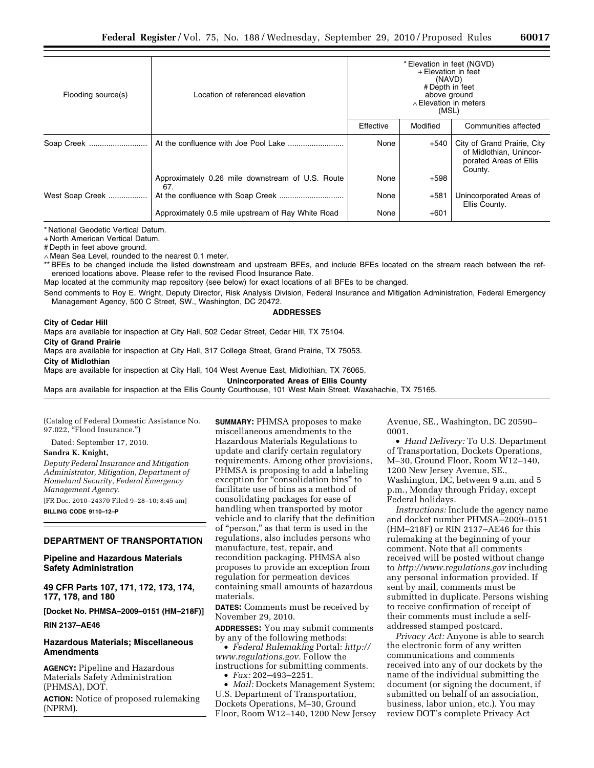| Flooding source(s) | Location of referenced elevation | * Elevation in feet (NGVD) + Elevation in feet (NAVD) # Depth in feet above ground ∧ Elevation in meters (MSL) | | |
|---|---|---|---|---|
| | | Effective | Modified | Communities affected |
| Soap Creek | At the confluence with Joe Pool Lake | None | +540 | City of Grand Prairie, City of Midlothian, Unincorporated Areas of Ellis County. |
| | Approximately 0.26 mile downstream of U.S. Route 67. | None | +598 | |
| West Soap Creek | At the confluence with Soap Creek | None | +581 | Unincorporated Areas of Ellis County. |
| | Approximately 0.5 mile upstream of Ray White Road | None | +601 | |

* National Geodetic Vertical Datum.
+ North American Vertical Datum.
# Depth in feet above ground.
∧ Mean Sea Level, rounded to the nearest 0.1 meter.
** BFEs to be changed include the listed downstream and upstream BFEs, and include BFEs located on the stream reach between the referenced locations above. Please refer to the revised Flood Insurance Rate.
Map located at the community map repository (see below) for exact locations of all BFEs to be changed.
Send comments to Roy E. Wright, Deputy Director, Risk Analysis Division, Federal Insurance and Mitigation Administration, Federal Emergency Management Agency, 500 C Street, SW., Washington, DC 20472.

**ADDRESSES**

**City of Cedar Hill**
Maps are available for inspection at City Hall, 502 Cedar Street, Cedar Hill, TX 75104.
**City of Grand Prairie**
Maps are available for inspection at City Hall, 317 College Street, Grand Prairie, TX 75053.
**City of Midlothian**
Maps are available for inspection at City Hall, 104 West Avenue East, Midlothian, TX 76065.
**Unincorporated Areas of Ellis County**
Maps are available for inspection at the Ellis County Courthouse, 101 West Main Street, Waxahachie, TX 75165.

(Catalog of Federal Domestic Assistance No. 97.022, "Flood Insurance.")

Dated: September 17, 2010.

**Sandra K. Knight,**

*Deputy Federal Insurance and Mitigation Administrator, Mitigation, Department of Homeland Security, Federal Emergency Management Agency.*

[FR Doc. 2010–24370 Filed 9–28–10; 8:45 am]

**BILLING CODE 9110–12–P**

## DEPARTMENT OF TRANSPORTATION

### Pipeline and Hazardous Materials Safety Administration

### 49 CFR Parts 107, 171, 172, 173, 174, 177, 178, and 180

**[Docket No. PHMSA–2009–0151 (HM–218F)]**

**RIN 2137–AE46**

### Hazardous Materials; Miscellaneous Amendments

**AGENCY:** Pipeline and Hazardous Materials Safety Administration (PHMSA), DOT.

**ACTION:** Notice of proposed rulemaking (NPRM).

**SUMMARY:** PHMSA proposes to make miscellaneous amendments to the Hazardous Materials Regulations to update and clarify certain regulatory requirements. Among other provisions, PHMSA is proposing to add a labeling exception for "consolidation bins" to facilitate use of bins as a method of consolidating packages for ease of handling when transported by motor vehicle and to clarify that the definition of "person," as that term is used in the regulations, also includes persons who manufacture, test, repair, and recondition packaging. PHMSA also proposes to provide an exception from regulation for permeation devices containing small amounts of hazardous materials.

**DATES:** Comments must be received by November 29, 2010.

**ADDRESSES:** You may submit comments by any of the following methods:

- *Federal Rulemaking* Portal: *http://www.regulations.gov.* Follow the instructions for submitting comments.
- *Fax:* 202–493–2251.
- *Mail:* Dockets Management System; U.S. Department of Transportation, Dockets Operations, M–30, Ground Floor, Room W12–140, 1200 New Jersey Avenue, SE., Washington, DC 20590–0001.
- *Hand Delivery:* To U.S. Department of Transportation, Dockets Operations, M–30, Ground Floor, Room W12–140, 1200 New Jersey Avenue, SE., Washington, DC, between 9 a.m. and 5 p.m., Monday through Friday, except Federal holidays.

*Instructions:* Include the agency name and docket number PHMSA–2009–0151 (HM–218F) or RIN 2137–AE46 for this rulemaking at the beginning of your comment. Note that all comments received will be posted without change to *http://www.regulations.gov* including any personal information provided. If sent by mail, comments must be submitted in duplicate. Persons wishing to receive confirmation of receipt of their comments must include a self-addressed stamped postcard.

*Privacy Act:* Anyone is able to search the electronic form of any written communications and comments received into any of our dockets by the name of the individual submitting the document (or signing the document, if submitted on behalf of an association, business, labor union, etc.). You may review DOT's complete Privacy Act